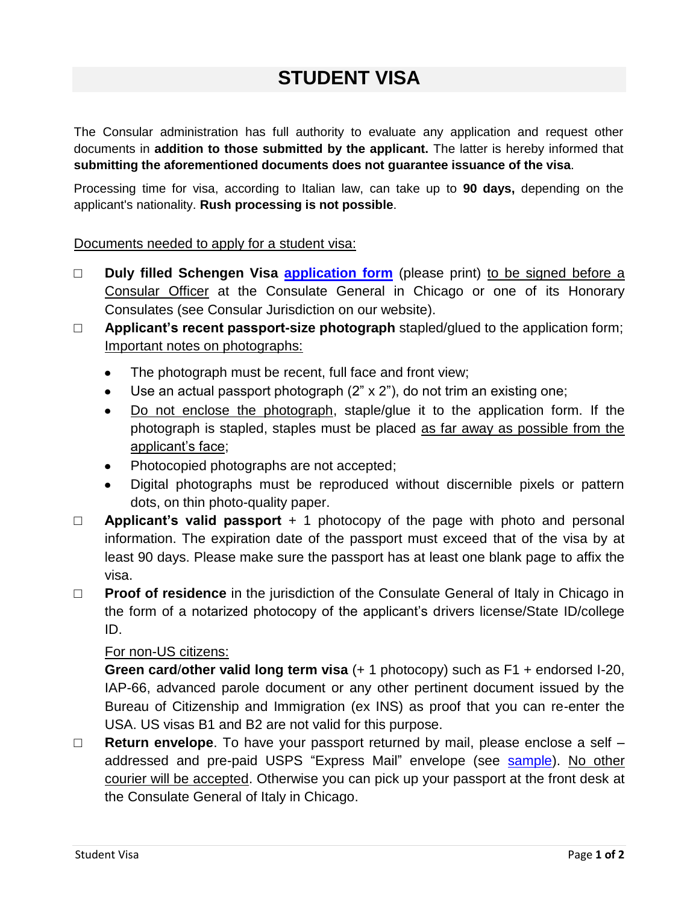# STUDENT VISA

The Consular administration has full authority to evaluate any application and request other documents in **addition to those submitted by the applicant.** The latter is hereby informed that **submitting the aforementioned documents does not guarantee issuance of the visa**.

Processing time for visa, according to Italian law, can take up to **90 days,** depending on the applicant's nationality. **Rush processing is not possible**.

Documents needed to apply for a student visa:

- ☐ **Duly filled Schengen Visa application form** (please print) to be signed before a Consular Officer at the Consulate General in Chicago or one of its Honorary Consulates (see Consular Jurisdiction on our website).
- ☐ **Applicant's recent passport-size photograph** stapled/glued to the application form; Important notes on photographs:
  - The photograph must be recent, full face and front view;
  - Use an actual passport photograph (2" x 2"), do not trim an existing one;
  - Do not enclose the photograph, staple/glue it to the application form. If the photograph is stapled, staples must be placed as far away as possible from the applicant's face;
  - Photocopied photographs are not accepted;
  - Digital photographs must be reproduced without discernible pixels or pattern dots, on thin photo-quality paper.
- ☐ **Applicant's valid passport** + 1 photocopy of the page with photo and personal information. The expiration date of the passport must exceed that of the visa by at least 90 days. Please make sure the passport has at least one blank page to affix the visa.
- ☐ **Proof of residence** in the jurisdiction of the Consulate General of Italy in Chicago in the form of a notarized photocopy of the applicant's drivers license/State ID/college ID.

  For non-US citizens:

  **Green card/other valid long term visa** (+ 1 photocopy) such as F1 + endorsed I-20, IAP-66, advanced parole document or any other pertinent document issued by the Bureau of Citizenship and Immigration (ex INS) as proof that you can re-enter the USA. US visas B1 and B2 are not valid for this purpose.
- ☐ **Return envelope**. To have your passport returned by mail, please enclose a self – addressed and pre-paid USPS "Express Mail" envelope (see sample). No other courier will be accepted. Otherwise you can pick up your passport at the front desk at the Consulate General of Italy in Chicago.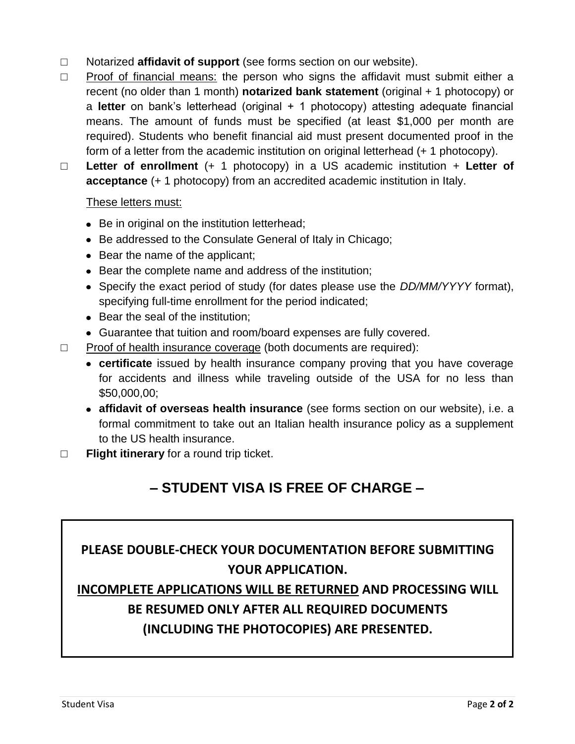- ☐ Notarized **affidavit of support** (see forms section on our website).
- ☐ <u>Proof of financial means:</u> the person who signs the affidavit must submit either a recent (no older than 1 month) **notarized bank statement** (original + 1 photocopy) or a **letter** on bank's letterhead (original + 1 photocopy) attesting adequate financial means. The amount of funds must be specified (at least $1,000 per month are required). Students who benefit financial aid must present documented proof in the form of a letter from the academic institution on original letterhead (+ 1 photocopy).
- ☐ **Letter of enrollment** (+ 1 photocopy) in a US academic institution + **Letter of acceptance** (+ 1 photocopy) from an accredited academic institution in Italy.

  <u>These letters must:</u>

  - Be in original on the institution letterhead;
  - Be addressed to the Consulate General of Italy in Chicago;
  - Bear the name of the applicant;
  - Bear the complete name and address of the institution;
  - Specify the exact period of study (for dates please use the *DD/MM/YYYY* format), specifying full-time enrollment for the period indicated;
  - Bear the seal of the institution;
  - Guarantee that tuition and room/board expenses are fully covered.
- ☐ <u>Proof of health insurance coverage</u> (both documents are required):
  - **certificate** issued by health insurance company proving that you have coverage for accidents and illness while traveling outside of the USA for no less than $50,000,00;
  - **affidavit of overseas health insurance** (see forms section on our website), i.e. a formal commitment to take out an Italian health insurance policy as a supplement to the US health insurance.
- ☐ **Flight itinerary** for a round trip ticket.

## – STUDENT VISA IS FREE OF CHARGE –

**PLEASE DOUBLE-CHECK YOUR DOCUMENTATION BEFORE SUBMITTING YOUR APPLICATION.**

**<u>INCOMPLETE APPLICATIONS WILL BE RETURNED</u> AND PROCESSING WILL BE RESUMED ONLY AFTER ALL REQUIRED DOCUMENTS (INCLUDING THE PHOTOCOPIES) ARE PRESENTED.**